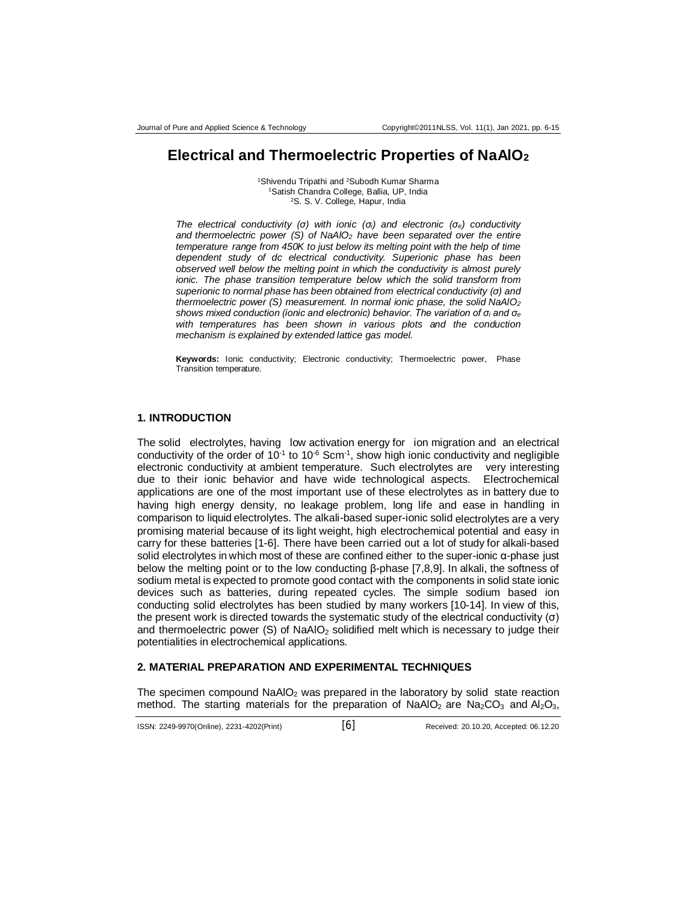# Electrical and Thermoelectric Properties of $NaAlO_2$

[1]Shivendu Tripathi and [2]Subodh Kumar Sharma
[1]Satish Chandra College, Ballia, UP, India
[2]S. S. V. College, Hapur, India

*The electrical conductivity ($\sigma$) with ionic ($\sigma_i$) and electronic ($\sigma_e$) conductivity and thermoelectric power (S) of $NaAlO_2$ have been separated over the entire temperature range from 450K to just below its melting point with the help of time dependent study of dc electrical conductivity. Superionic phase has been observed well below the melting point in which the conductivity is almost purely ionic. The phase transition temperature below which the solid transform from superionic to normal phase has been obtained from electrical conductivity ($\sigma$) and thermoelectric power (S) measurement. In normal ionic phase, the solid $NaAlO_2$ shows mixed conduction (ionic and electronic) behavior. The variation of $\sigma_i$ and $\sigma_e$ with temperatures has been shown in various plots and the conduction mechanism is explained by extended lattice gas model.*

**Keywords:** Ionic conductivity; Electronic conductivity; Thermoelectric power, Phase Transition temperature.

## 1. INTRODUCTION

The solid electrolytes, having low activation energy for ion migration and an electrical conductivity of the order of $10^{-1}$ to $10^{-6}$ $Scm^{-1}$, show high ionic conductivity and negligible electronic conductivity at ambient temperature. Such electrolytes are very interesting due to their ionic behavior and have wide technological aspects. Electrochemical applications are one of the most important use of these electrolytes as in battery due to having high energy density, no leakage problem, long life and ease in handling in comparison to liquid electrolytes. The alkali-based super-ionic solid electrolytes are a very promising material because of its light weight, high electrochemical potential and easy in carry for these batteries [1-6]. There have been carried out a lot of study for alkali-based solid electrolytes in which most of these are confined either to the super-ionic α-phase just below the melting point or to the low conducting β-phase [7,8,9]. In alkali, the softness of sodium metal is expected to promote good contact with the components in solid state ionic devices such as batteries, during repeated cycles. The simple sodium based ion conducting solid electrolytes has been studied by many workers [10-14]. In view of this, the present work is directed towards the systematic study of the electrical conductivity ($\sigma$) and thermoelectric power (S) of $NaAlO_2$ solidified melt which is necessary to judge their potentialities in electrochemical applications.

## 2. MATERIAL PREPARATION AND EXPERIMENTAL TECHNIQUES

The specimen compound $NaAlO_2$ was prepared in the laboratory by solid state reaction method. The starting materials for the preparation of $NaAlO_2$ are $Na_2CO_3$ and $Al_2O_3$,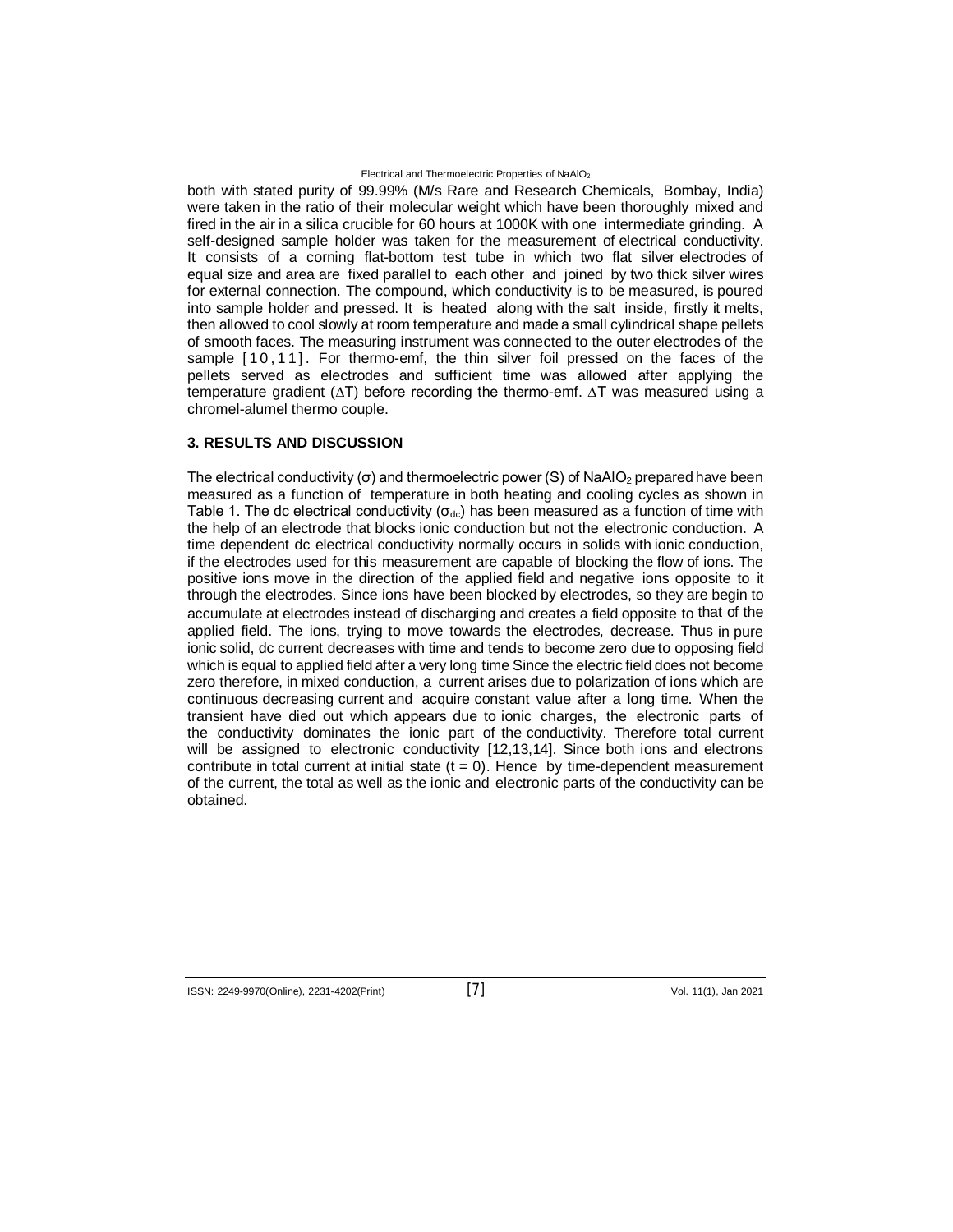both with stated purity of 99.99% (M/s Rare and Research Chemicals, Bombay, India) were taken in the ratio of their molecular weight which have been thoroughly mixed and fired in the air in a silica crucible for 60 hours at 1000K with one intermediate grinding. A self-designed sample holder was taken for the measurement of electrical conductivity. It consists of a corning flat-bottom test tube in which two flat silver electrodes of equal size and area are fixed parallel to each other and joined by two thick silver wires for external connection. The compound, which conductivity is to be measured, is poured into sample holder and pressed. It is heated along with the salt inside, firstly it melts, then allowed to cool slowly at room temperature and made a small cylindrical shape pellets of smooth faces. The measuring instrument was connected to the outer electrodes of the sample [10,11]. For thermo-emf, the thin silver foil pressed on the faces of the pellets served as electrodes and sufficient time was allowed after applying the temperature gradient ($\Delta T$) before recording the thermo-emf. $\Delta T$ was measured using a chromel-alumel thermo couple.

## 3. RESULTS AND DISCUSSION

The electrical conductivity ($\sigma$) and thermoelectric power (S) of $NaAlO_2$ prepared have been measured as a function of temperature in both heating and cooling cycles as shown in Table 1. The dc electrical conductivity ($\sigma_{dc}$) has been measured as a function of time with the help of an electrode that blocks ionic conduction but not the electronic conduction. A time dependent dc electrical conductivity normally occurs in solids with ionic conduction, if the electrodes used for this measurement are capable of blocking the flow of ions. The positive ions move in the direction of the applied field and negative ions opposite to it through the electrodes. Since ions have been blocked by electrodes, so they are begin to accumulate at electrodes instead of discharging and creates a field opposite to that of the applied field. The ions, trying to move towards the electrodes, decrease. Thus in pure ionic solid, dc current decreases with time and tends to become zero due to opposing field which is equal to applied field after a very long time Since the electric field does not become zero therefore, in mixed conduction, a current arises due to polarization of ions which are continuous decreasing current and acquire constant value after a long time. When the transient have died out which appears due to ionic charges, the electronic parts of the conductivity dominates the ionic part of the conductivity. Therefore total current will be assigned to electronic conductivity [12,13,14]. Since both ions and electrons contribute in total current at initial state ($t = 0$). Hence by time-dependent measurement of the current, the total as well as the ionic and electronic parts of the conductivity can be obtained.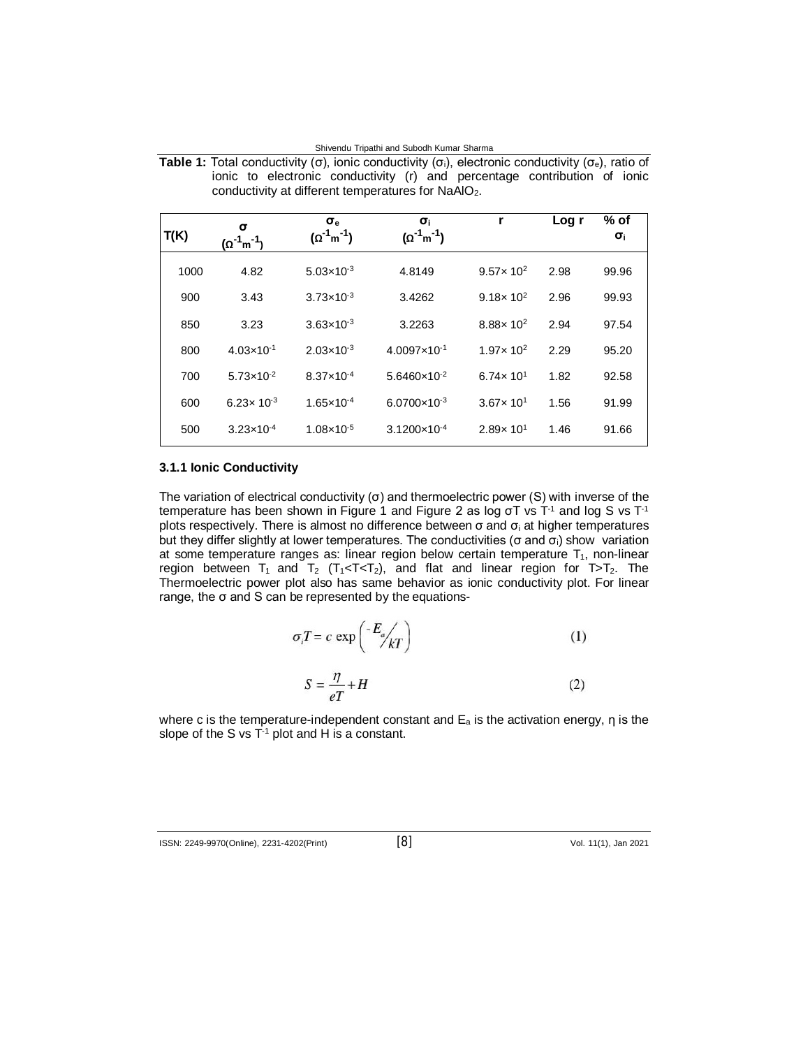**Table 1:** Total conductivity ($\sigma$), ionic conductivity ($\sigma_i$), electronic conductivity ($\sigma_e$), ratio of ionic to electronic conductivity (r) and percentage contribution of ionic conductivity at different temperatures for $NaAlO_2$.

| T(K) | $\sigma$ ($\Omega^{-1}m^{-1}$) | $\sigma_e$ ($\Omega^{-1}m^{-1}$) | $\sigma_i$ ($\Omega^{-1}m^{-1}$) | r | Log r | % of $\sigma_i$ |
|---|---|---|---|---|---|---|
| 1000 | 4.82 | $5.03\times10^{-3}$ | 4.8149 | $9.57\times 10^{2}$ | 2.98 | 99.96 |
| 900 | 3.43 | $3.73\times10^{-3}$ | 3.4262 | $9.18\times 10^{2}$ | 2.96 | 99.93 |
| 850 | 3.23 | $3.63\times10^{-3}$ | 3.2263 | $8.88\times 10^{2}$ | 2.94 | 97.54 |
| 800 | $4.03\times10^{-1}$ | $2.03\times10^{-3}$ | $4.0097\times10^{-1}$ | $1.97\times 10^{2}$ | 2.29 | 95.20 |
| 700 | $5.73\times10^{-2}$ | $8.37\times10^{-4}$ | $5.6460\times10^{-2}$ | $6.74\times 10^{1}$ | 1.82 | 92.58 |
| 600 | $6.23\times 10^{-3}$ | $1.65\times10^{-4}$ | $6.0700\times10^{-3}$ | $3.67\times 10^{1}$ | 1.56 | 91.99 |
| 500 | $3.23\times10^{-4}$ | $1.08\times10^{-5}$ | $3.1200\times10^{-4}$ | $2.89\times 10^{1}$ | 1.46 | 91.66 |

### 3.1.1 Ionic Conductivity

The variation of electrical conductivity ($\sigma$) and thermoelectric power (S) with inverse of the temperature has been shown in Figure 1 and Figure 2 as log $\sigma$T vs $T^{-1}$ and log S vs $T^{-1}$ plots respectively. There is almost no difference between $\sigma$ and $\sigma_i$ at higher temperatures but they differ slightly at lower temperatures. The conductivities ($\sigma$ and $\sigma_i$) show variation at some temperature ranges as: linear region below certain temperature $T_1$, non-linear region between $T_1$ and $T_2$ ($T_1<T<T_2$), and flat and linear region for $T>T_2$. The Thermoelectric power plot also has same behavior as ionic conductivity plot. For linear range, the $\sigma$ and S can be represented by the equations-

$$\sigma_i T = c \exp\left( {}^{-E_a}\!/_{kT} \right) \tag{1}$$

$$S = \frac{\eta}{eT} + H \tag{2}$$

where c is the temperature-independent constant and $E_a$ is the activation energy, $\eta$ is the slope of the S vs $T^{-1}$ plot and H is a constant.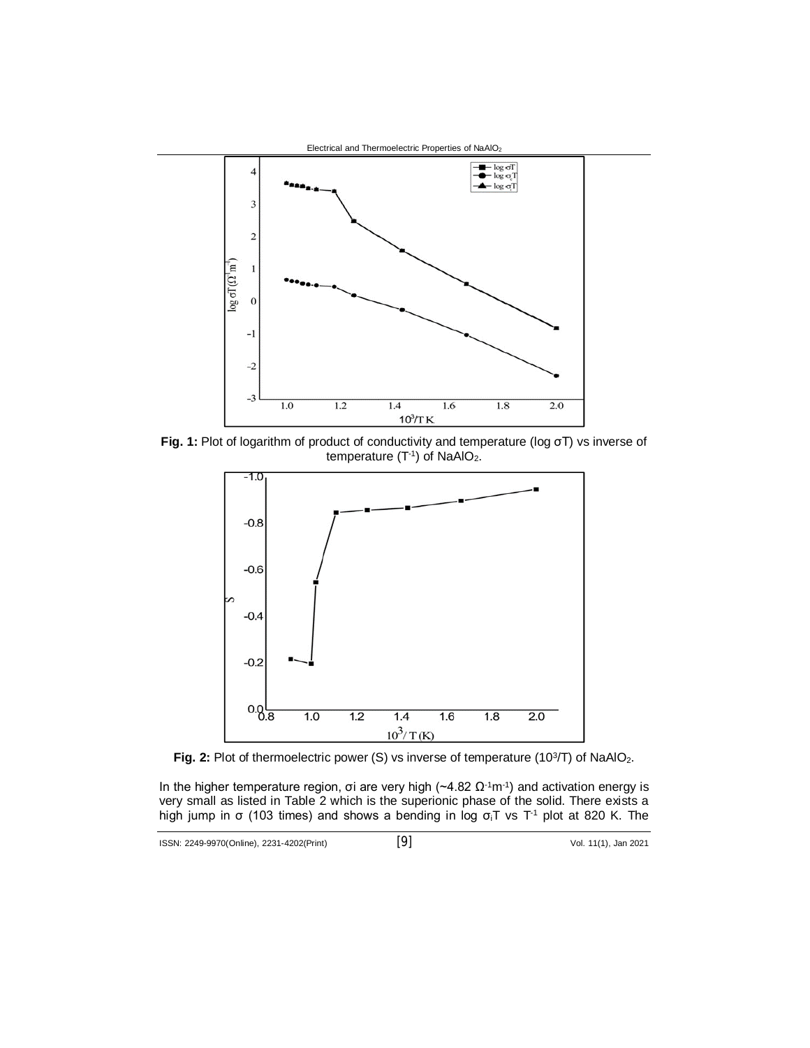**Fig. 1:** Plot of logarithm of product of conductivity and temperature (log σT) vs inverse of temperature ($T^{-1}$) of $NaAlO_2$.

**Fig. 2:** Plot of thermoelectric power (S) vs inverse of temperature ($10^3/T$) of $NaAlO_2$.

In the higher temperature region, σi are very high (~4.82 $\Omega^{-1}m^{-1}$) and activation energy is very small as listed in Table 2 which is the superionic phase of the solid. There exists a high jump in σ (103 times) and shows a bending in log $\sigma_i T$ vs $T^{-1}$ plot at 820 K. The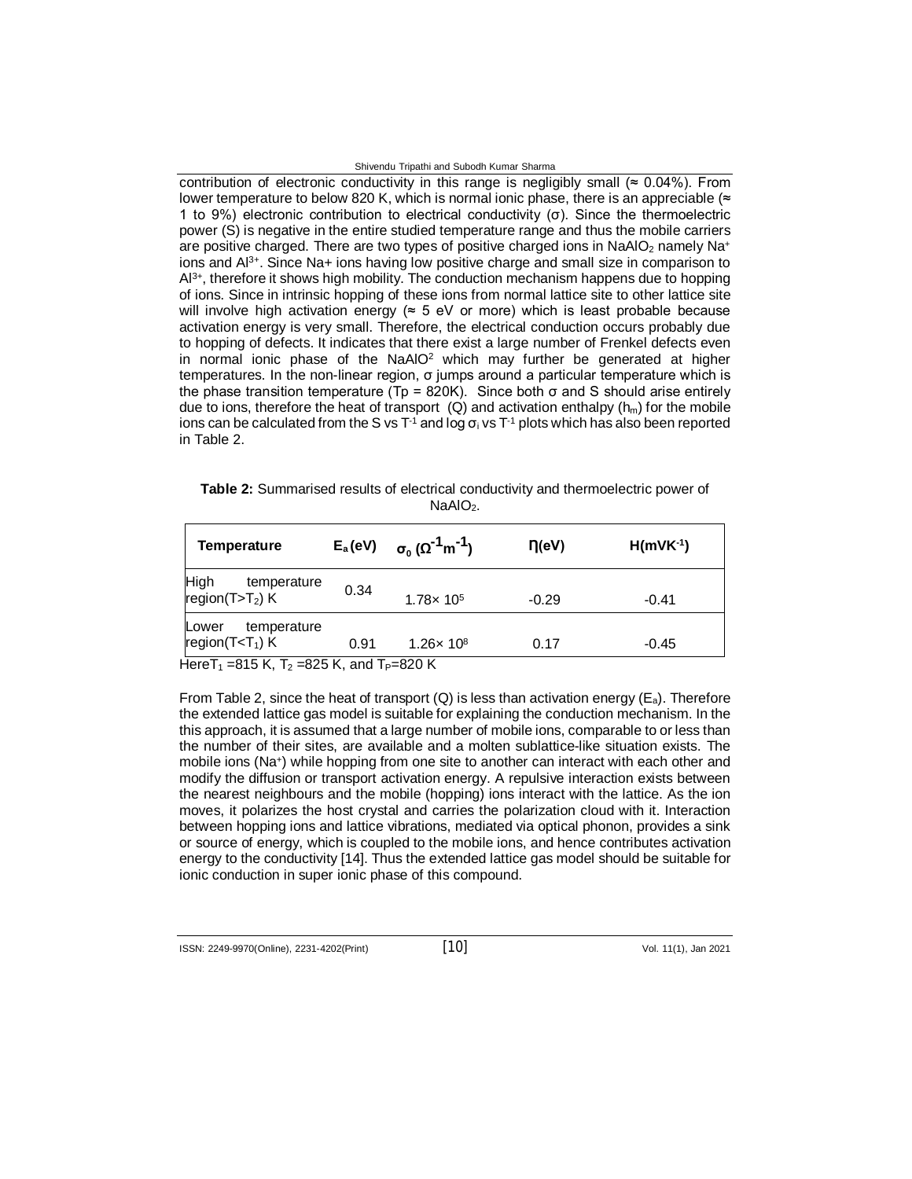contribution of electronic conductivity in this range is negligibly small (≈ 0.04%). From lower temperature to below 820 K, which is normal ionic phase, there is an appreciable (≈ 1 to 9%) electronic contribution to electrical conductivity (σ). Since the thermoelectric power (S) is negative in the entire studied temperature range and thus the mobile carriers are positive charged. There are two types of positive charged ions in $NaAlO_2$ namely $Na^+$ ions and $Al^{3+}$. Since Na+ ions having low positive charge and small size in comparison to $Al^{3+}$, therefore it shows high mobility. The conduction mechanism happens due to hopping of ions. Since in intrinsic hopping of these ions from normal lattice site to other lattice site will involve high activation energy (≈ 5 eV or more) which is least probable because activation energy is very small. Therefore, the electrical conduction occurs probably due to hopping of defects. It indicates that there exist a large number of Frenkel defects even in normal ionic phase of the $NaAlO^2$ which may further be generated at higher temperatures. In the non-linear region, σ jumps around a particular temperature which is the phase transition temperature (Tp = 820K). Since both σ and S should arise entirely due to ions, therefore the heat of transport (Q) and activation enthalpy ($h_m$) for the mobile ions can be calculated from the S vs $T^{-1}$ and log $\sigma_i$ vs $T^{-1}$ plots which has also been reported in Table 2.

**Table 2:** Summarised results of electrical conductivity and thermoelectric power of $NaAlO_2$.

| Temperature | $E_a$ (eV) | $\sigma_0$ ($\Omega^{-1}m^{-1}$) | Ƞ(eV) | H($mVK^{-1}$) |
|---|---|---|---|---|
| High temperature region($T>T_2$) K | 0.34 | $1.78\times 10^5$ | -0.29 | -0.41 |
| Lower temperature region($T<T_1$) K | 0.91 | $1.26\times 10^8$ | 0.17 | -0.45 |

Here$T_1$ =815 K, $T_2$ =825 K, and $T_P$=820 K

From Table 2, since the heat of transport (Q) is less than activation energy ($E_a$). Therefore the extended lattice gas model is suitable for explaining the conduction mechanism. In the this approach, it is assumed that a large number of mobile ions, comparable to or less than the number of their sites, are available and a molten sublattice-like situation exists. The mobile ions ($Na^+$) while hopping from one site to another can interact with each other and modify the diffusion or transport activation energy. A repulsive interaction exists between the nearest neighbours and the mobile (hopping) ions interact with the lattice. As the ion moves, it polarizes the host crystal and carries the polarization cloud with it. Interaction between hopping ions and lattice vibrations, mediated via optical phonon, provides a sink or source of energy, which is coupled to the mobile ions, and hence contributes activation energy to the conductivity [14]. Thus the extended lattice gas model should be suitable for ionic conduction in super ionic phase of this compound.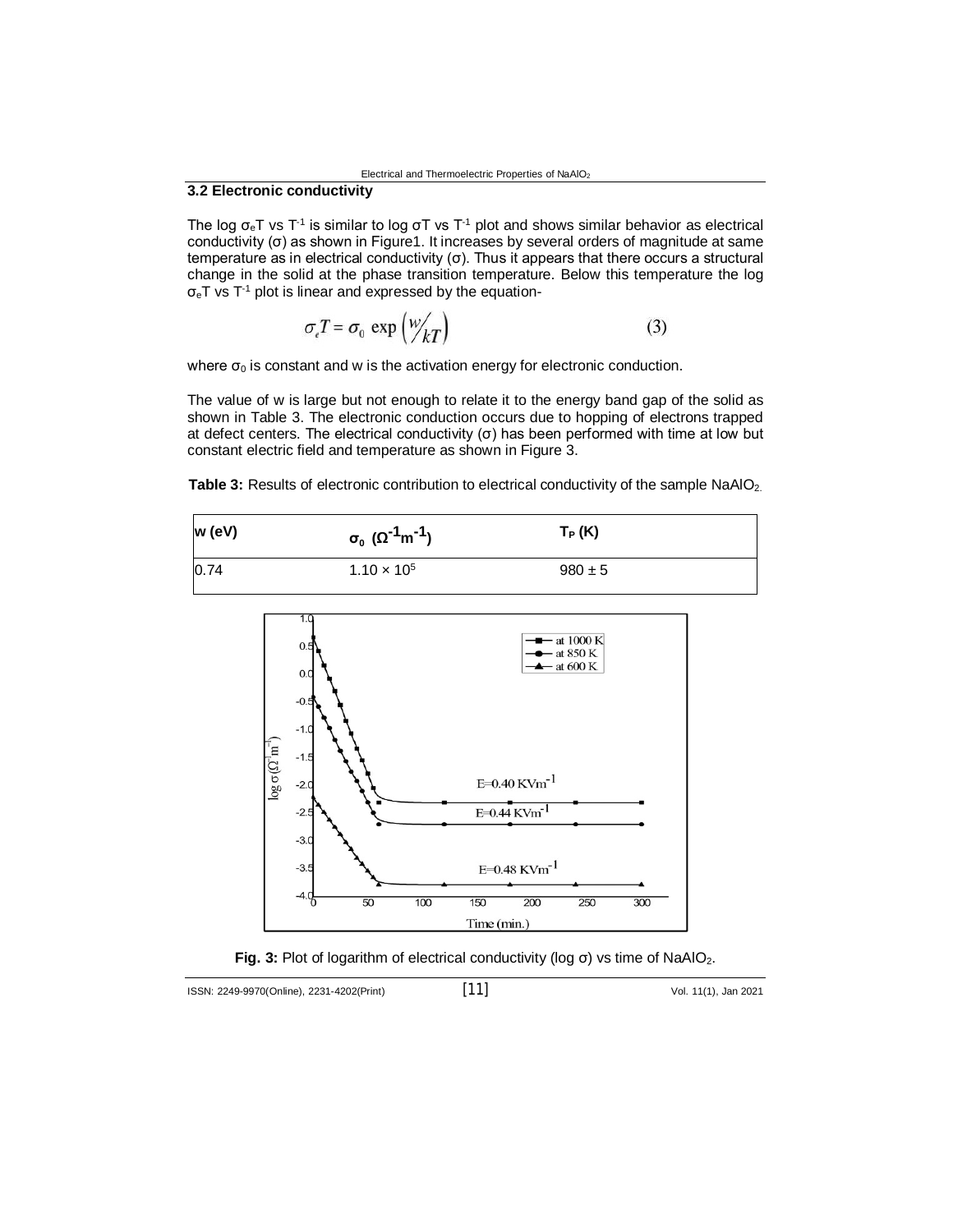### 3.2 Electronic conductivity

The log $\sigma_e T$ vs $T^{-1}$ is similar to log $\sigma T$ vs $T^{-1}$ plot and shows similar behavior as electrical conductivity ($\sigma$) as shown in Figure1. It increases by several orders of magnitude at same temperature as in electrical conductivity ($\sigma$). Thus it appears that there occurs a structural change in the solid at the phase transition temperature. Below this temperature the log $\sigma_e T$ vs $T^{-1}$ plot is linear and expressed by the equation-

$$\sigma_e T = \sigma_0 \exp\left(\frac{w}{kT}\right) \tag{3}$$

where $\sigma_0$ is constant and w is the activation energy for electronic conduction.

The value of w is large but not enough to relate it to the energy band gap of the solid as shown in Table 3. The electronic conduction occurs due to hopping of electrons trapped at defect centers. The electrical conductivity ($\sigma$) has been performed with time at low but constant electric field and temperature as shown in Figure 3.

**Table 3:** Results of electronic contribution to electrical conductivity of the sample $NaAlO_2$.

| w (eV) | $\sigma_0$ ($\Omega^{-1}m^{-1}$) | $T_P$ (K) |
|---|---|---|
| 0.74 | $1.10 \times 10^5$ | $980 \pm 5$ |

**Fig. 3:** Plot of logarithm of electrical conductivity (log $\sigma$) vs time of $NaAlO_2$.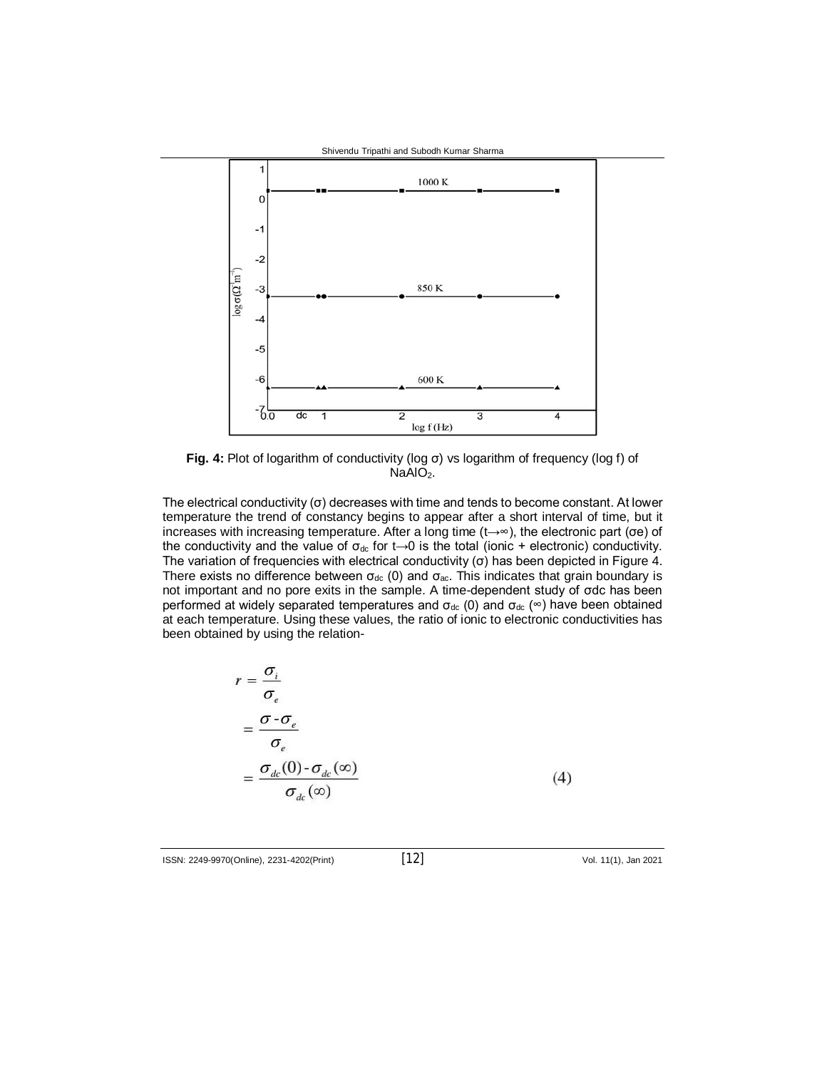**Fig. 4:** Plot of logarithm of conductivity (log σ) vs logarithm of frequency (log f) of $NaAlO_2$.

The electrical conductivity (σ) decreases with time and tends to become constant. At lower temperature the trend of constancy begins to appear after a short interval of time, but it increases with increasing temperature. After a long time (t→∞), the electronic part (σe) of the conductivity and the value of $\sigma_{dc}$ for t→0 is the total (ionic + electronic) conductivity. The variation of frequencies with electrical conductivity (σ) has been depicted in Figure 4. There exists no difference between $\sigma_{dc}$ (0) and $\sigma_{ac}$. This indicates that grain boundary is not important and no pore exits in the sample. A time-dependent study of σdc has been performed at widely separated temperatures and $\sigma_{dc}$ (0) and $\sigma_{dc}$ (∞) have been obtained at each temperature. Using these values, the ratio of ionic to electronic conductivities has been obtained by using the relation-

$$
\begin{aligned}
r &= \frac{\sigma_i}{\sigma_e} \\
&= \frac{\sigma - \sigma_e}{\sigma_e} \\
&= \frac{\sigma_{dc}(0) - \sigma_{dc}(\infty)}{\sigma_{dc}(\infty)} \qquad (4)
\end{aligned}
$$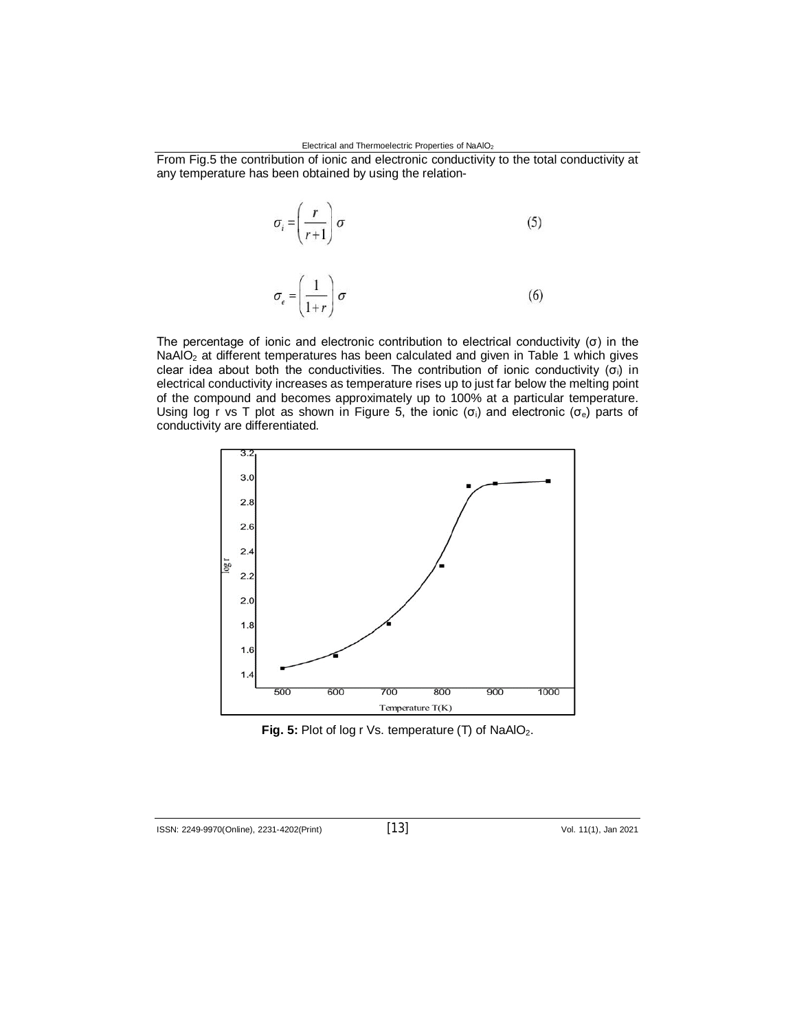From Fig.5 the contribution of ionic and electronic conductivity to the total conductivity at any temperature has been obtained by using the relation-

$$\sigma_i = \left(\frac{r}{r+1}\right)\sigma \qquad (5)$$

$$\sigma_e = \left(\frac{1}{1+r}\right)\sigma \qquad (6)$$

The percentage of ionic and electronic contribution to electrical conductivity (σ) in the $NaAlO_2$ at different temperatures has been calculated and given in Table 1 which gives clear idea about both the conductivities. The contribution of ionic conductivity ($\sigma_i$) in electrical conductivity increases as temperature rises up to just far below the melting point of the compound and becomes approximately up to 100% at a particular temperature. Using log r vs T plot as shown in Figure 5, the ionic ($\sigma_i$) and electronic ($\sigma_e$) parts of conductivity are differentiated.

**Fig. 5:** Plot of log r Vs. temperature (T) of $NaAlO_2$.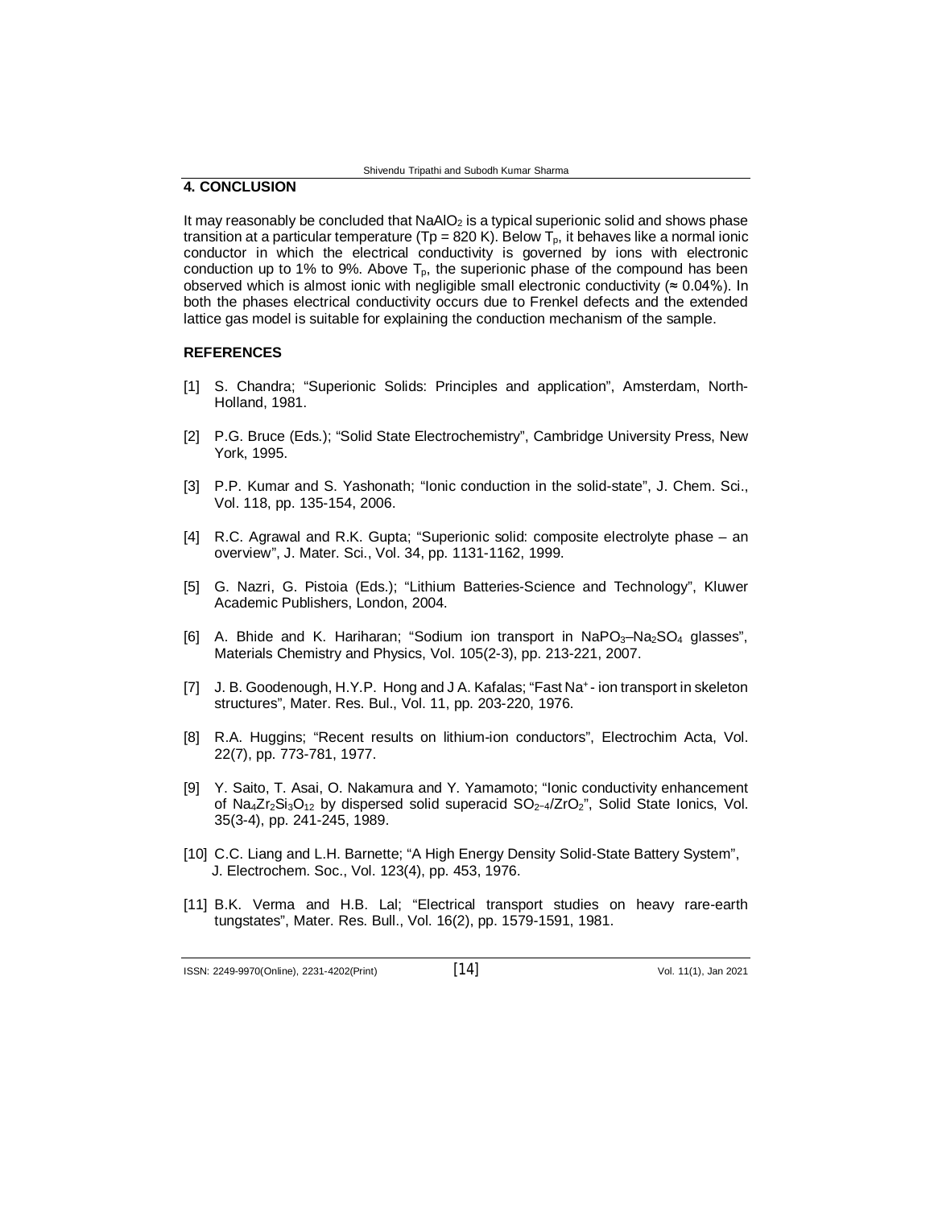## 4. CONCLUSION

It may reasonably be concluded that $NaAlO_2$ is a typical superionic solid and shows phase transition at a particular temperature (Tp = 820 K). Below $T_p$, it behaves like a normal ionic conductor in which the electrical conductivity is governed by ions with electronic conduction up to 1% to 9%. Above $T_p$, the superionic phase of the compound has been observed which is almost ionic with negligible small electronic conductivity (≈ 0.04%). In both the phases electrical conductivity occurs due to Frenkel defects and the extended lattice gas model is suitable for explaining the conduction mechanism of the sample.

## REFERENCES

[1] S. Chandra; "Superionic Solids: Principles and application", Amsterdam, North-Holland, 1981.

[2] P.G. Bruce (Eds.); "Solid State Electrochemistry", Cambridge University Press, New York, 1995.

[3] P.P. Kumar and S. Yashonath; "Ionic conduction in the solid-state", J. Chem. Sci., Vol. 118, pp. 135-154, 2006.

[4] R.C. Agrawal and R.K. Gupta; "Superionic solid: composite electrolyte phase – an overview", J. Mater. Sci., Vol. 34, pp. 1131-1162, 1999.

[5] G. Nazri, G. Pistoia (Eds.); "Lithium Batteries-Science and Technology", Kluwer Academic Publishers, London, 2004.

[6] A. Bhide and K. Hariharan; "Sodium ion transport in $NaPO_3$–$Na_2SO_4$ glasses", Materials Chemistry and Physics, Vol. 105(2-3), pp. 213-221, 2007.

[7] J. B. Goodenough, H.Y.P. Hong and J A. Kafalas; "Fast $Na^+$- ion transport in skeleton structures", Mater. Res. Bul., Vol. 11, pp. 203-220, 1976.

[8] R.A. Huggins; "Recent results on lithium-ion conductors", Electrochim Acta, Vol. 22(7), pp. 773-781, 1977.

[9] Y. Saito, T. Asai, O. Nakamura and Y. Yamamoto; "Ionic conductivity enhancement of $Na_4Zr_2Si_3O_{12}$ by dispersed solid superacid $SO_{2-4}/ZrO_2$", Solid State Ionics, Vol. 35(3-4), pp. 241-245, 1989.

[10] C.C. Liang and L.H. Barnette; "A High Energy Density Solid-State Battery System", J. Electrochem. Soc., Vol. 123(4), pp. 453, 1976.

[11] B.K. Verma and H.B. Lal; "Electrical transport studies on heavy rare-earth tungstates", Mater. Res. Bull., Vol. 16(2), pp. 1579-1591, 1981.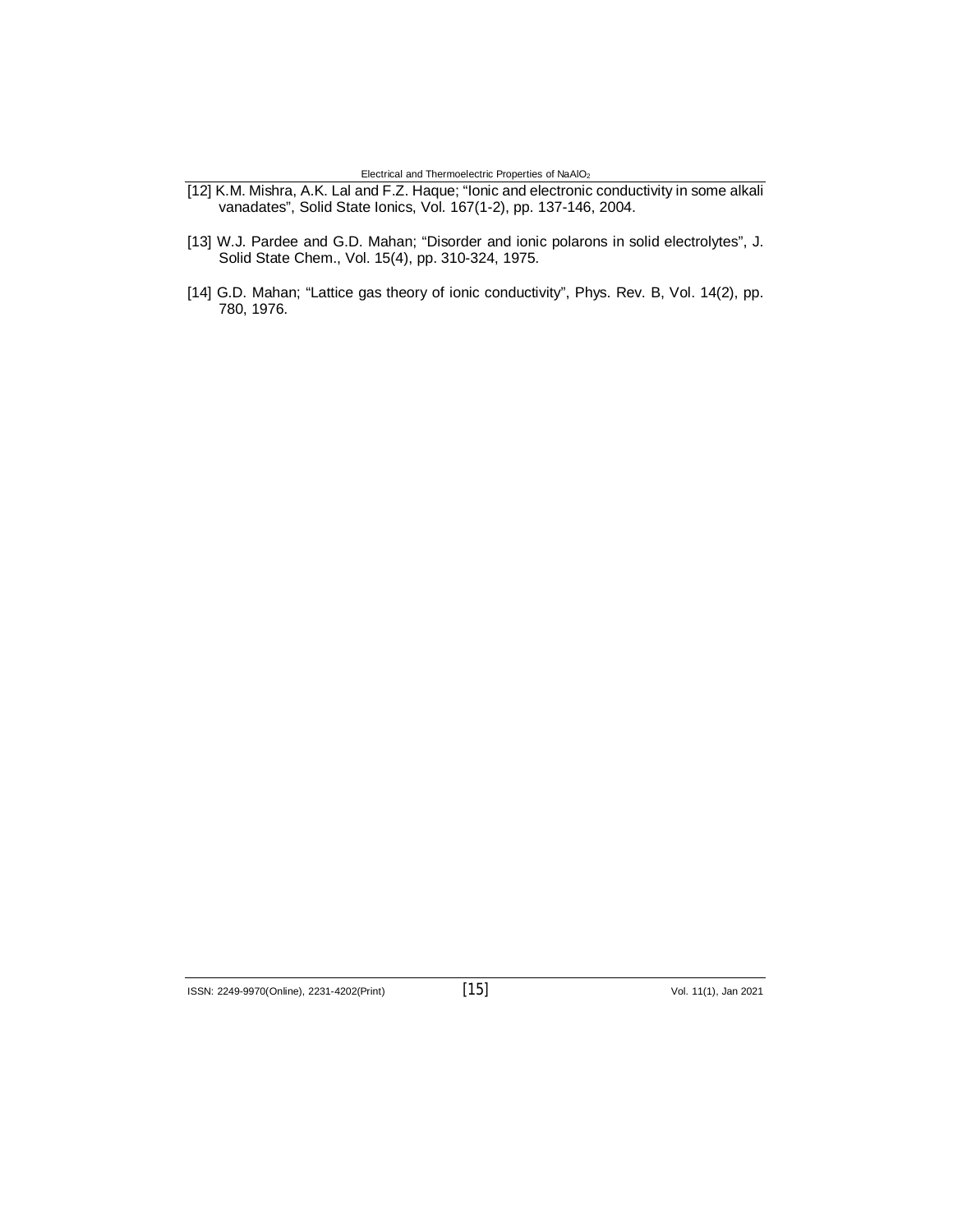[12] K.M. Mishra, A.K. Lal and F.Z. Haque; "Ionic and electronic conductivity in some alkali vanadates", Solid State Ionics, Vol. 167(1-2), pp. 137-146, 2004.

[13] W.J. Pardee and G.D. Mahan; "Disorder and ionic polarons in solid electrolytes", J. Solid State Chem., Vol. 15(4), pp. 310-324, 1975.

[14] G.D. Mahan; "Lattice gas theory of ionic conductivity", Phys. Rev. B, Vol. 14(2), pp. 780, 1976.